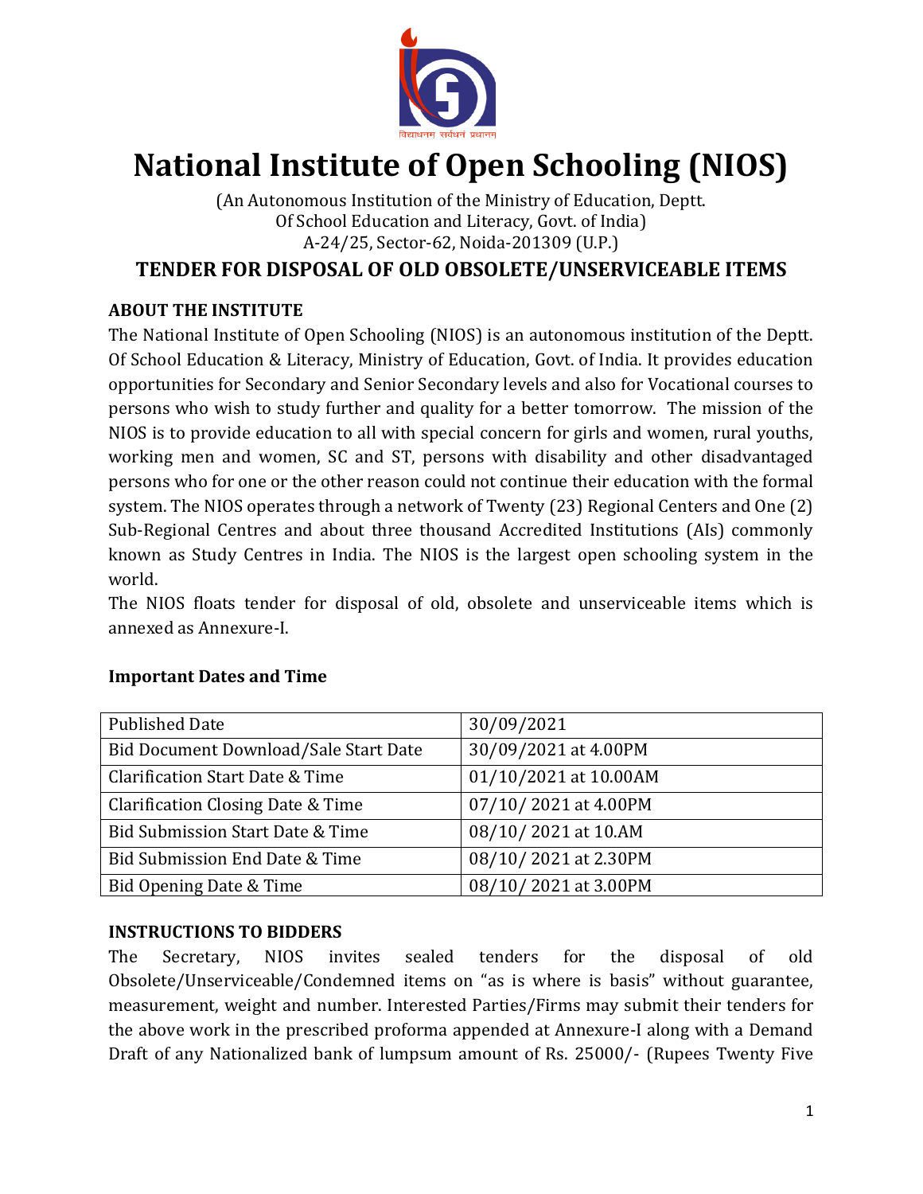# National Institute of Open Schooling (NIOS)

(An Autonomous Institution of the Ministry of Education, Deptt. Of School Education and Literacy, Govt. of India)
A-24/25, Sector-62, Noida-201309 (U.P.)

## TENDER FOR DISPOSAL OF OLD OBSOLETE/UNSERVICEABLE ITEMS

### ABOUT THE INSTITUTE

The National Institute of Open Schooling (NIOS) is an autonomous institution of the Deptt. Of School Education & Literacy, Ministry of Education, Govt. of India. It provides education opportunities for Secondary and Senior Secondary levels and also for Vocational courses to persons who wish to study further and quality for a better tomorrow. The mission of the NIOS is to provide education to all with special concern for girls and women, rural youths, working men and women, SC and ST, persons with disability and other disadvantaged persons who for one or the other reason could not continue their education with the formal system. The NIOS operates through a network of Twenty (23) Regional Centers and One (2) Sub-Regional Centres and about three thousand Accredited Institutions (AIs) commonly known as Study Centres in India. The NIOS is the largest open schooling system in the world.

The NIOS floats tender for disposal of old, obsolete and unserviceable items which is annexed as Annexure-I.

### Important Dates and Time

| Published Date | 30/09/2021 |
|---|---|
| Bid Document Download/Sale Start Date | 30/09/2021 at 4.00PM |
| Clarification Start Date & Time | 01/10/2021 at 10.00AM |
| Clarification Closing Date & Time | 07/10/ 2021 at 4.00PM |
| Bid Submission Start Date & Time | 08/10/ 2021 at 10.AM |
| Bid Submission End Date & Time | 08/10/ 2021 at 2.30PM |
| Bid Opening Date & Time | 08/10/ 2021 at 3.00PM |

### INSTRUCTIONS TO BIDDERS

The Secretary, NIOS invites sealed tenders for the disposal of old Obsolete/Unserviceable/Condemned items on "as is where is basis" without guarantee, measurement, weight and number. Interested Parties/Firms may submit their tenders for the above work in the prescribed proforma appended at Annexure-I along with a Demand Draft of any Nationalized bank of lumpsum amount of Rs. 25000/- (Rupees Twenty Five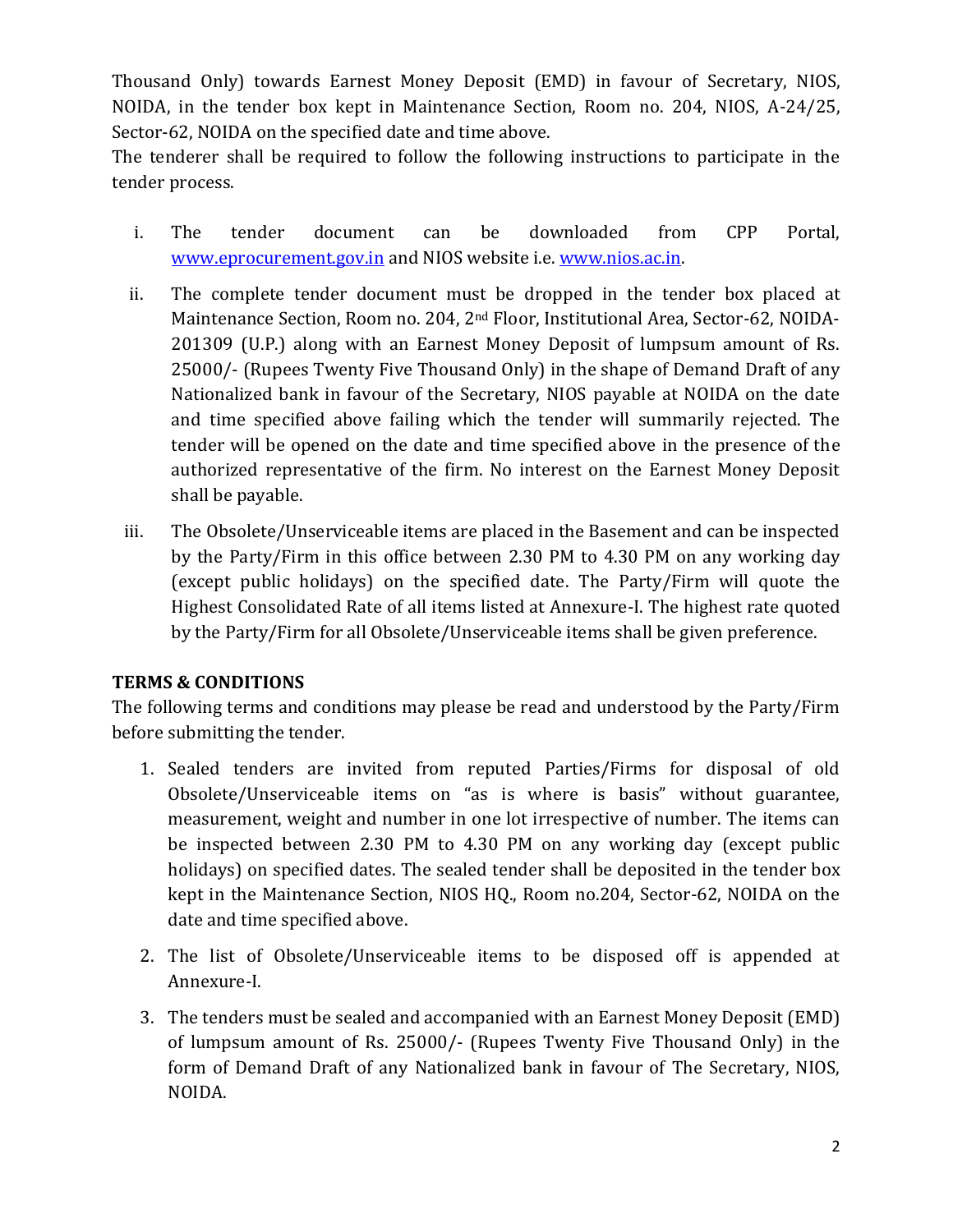Thousand Only) towards Earnest Money Deposit (EMD) in favour of Secretary, NIOS, NOIDA, in the tender box kept in Maintenance Section, Room no. 204, NIOS, A-24/25, Sector-62, NOIDA on the specified date and time above.

The tenderer shall be required to follow the following instructions to participate in the tender process.

i. The tender document can be downloaded from CPP Portal, [www.eprocurement.gov.in](http://www.eprocurement.gov.in) and NIOS website i.e. [www.nios.ac.in](http://www.nios.ac.in).

ii. The complete tender document must be dropped in the tender box placed at Maintenance Section, Room no. 204, 2nd Floor, Institutional Area, Sector-62, NOIDA-201309 (U.P.) along with an Earnest Money Deposit of lumpsum amount of Rs. 25000/- (Rupees Twenty Five Thousand Only) in the shape of Demand Draft of any Nationalized bank in favour of the Secretary, NIOS payable at NOIDA on the date and time specified above failing which the tender will summarily rejected. The tender will be opened on the date and time specified above in the presence of the authorized representative of the firm. No interest on the Earnest Money Deposit shall be payable.

iii. The Obsolete/Unserviceable items are placed in the Basement and can be inspected by the Party/Firm in this office between 2.30 PM to 4.30 PM on any working day (except public holidays) on the specified date. The Party/Firm will quote the Highest Consolidated Rate of all items listed at Annexure-I. The highest rate quoted by the Party/Firm for all Obsolete/Unserviceable items shall be given preference.

## TERMS & CONDITIONS

The following terms and conditions may please be read and understood by the Party/Firm before submitting the tender.

1. Sealed tenders are invited from reputed Parties/Firms for disposal of old Obsolete/Unserviceable items on "as is where is basis" without guarantee, measurement, weight and number in one lot irrespective of number. The items can be inspected between 2.30 PM to 4.30 PM on any working day (except public holidays) on specified dates. The sealed tender shall be deposited in the tender box kept in the Maintenance Section, NIOS HQ., Room no.204, Sector-62, NOIDA on the date and time specified above.

2. The list of Obsolete/Unserviceable items to be disposed off is appended at Annexure-I.

3. The tenders must be sealed and accompanied with an Earnest Money Deposit (EMD) of lumpsum amount of Rs. 25000/- (Rupees Twenty Five Thousand Only) in the form of Demand Draft of any Nationalized bank in favour of The Secretary, NIOS, NOIDA.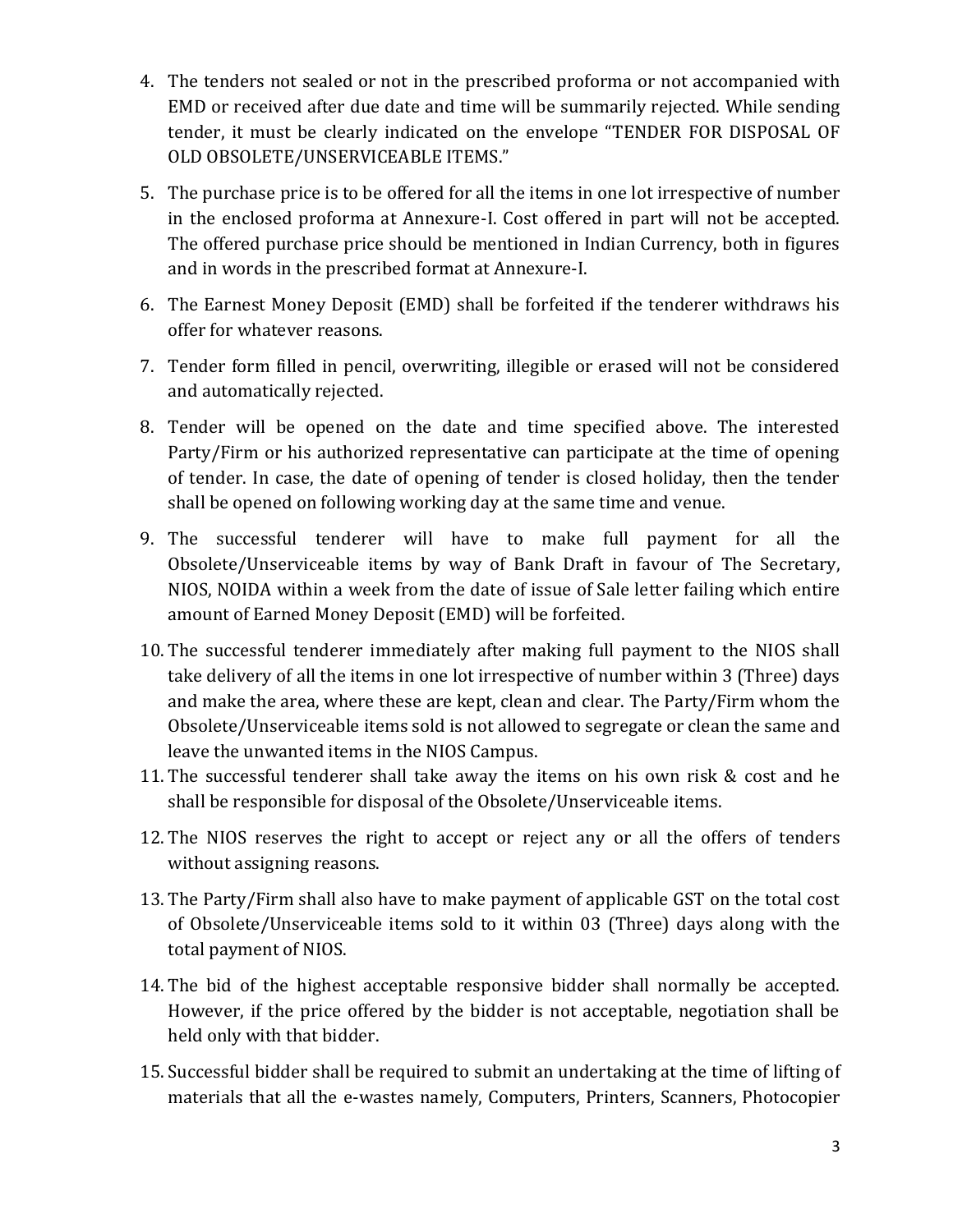4. The tenders not sealed or not in the prescribed proforma or not accompanied with EMD or received after due date and time will be summarily rejected. While sending tender, it must be clearly indicated on the envelope "TENDER FOR DISPOSAL OF OLD OBSOLETE/UNSERVICEABLE ITEMS."

5. The purchase price is to be offered for all the items in one lot irrespective of number in the enclosed proforma at Annexure-I. Cost offered in part will not be accepted. The offered purchase price should be mentioned in Indian Currency, both in figures and in words in the prescribed format at Annexure-I.

6. The Earnest Money Deposit (EMD) shall be forfeited if the tenderer withdraws his offer for whatever reasons.

7. Tender form filled in pencil, overwriting, illegible or erased will not be considered and automatically rejected.

8. Tender will be opened on the date and time specified above. The interested Party/Firm or his authorized representative can participate at the time of opening of tender. In case, the date of opening of tender is closed holiday, then the tender shall be opened on following working day at the same time and venue.

9. The successful tenderer will have to make full payment for all the Obsolete/Unserviceable items by way of Bank Draft in favour of The Secretary, NIOS, NOIDA within a week from the date of issue of Sale letter failing which entire amount of Earned Money Deposit (EMD) will be forfeited.

10. The successful tenderer immediately after making full payment to the NIOS shall take delivery of all the items in one lot irrespective of number within 3 (Three) days and make the area, where these are kept, clean and clear. The Party/Firm whom the Obsolete/Unserviceable items sold is not allowed to segregate or clean the same and leave the unwanted items in the NIOS Campus.

11. The successful tenderer shall take away the items on his own risk & cost and he shall be responsible for disposal of the Obsolete/Unserviceable items.

12. The NIOS reserves the right to accept or reject any or all the offers of tenders without assigning reasons.

13. The Party/Firm shall also have to make payment of applicable GST on the total cost of Obsolete/Unserviceable items sold to it within 03 (Three) days along with the total payment of NIOS.

14. The bid of the highest acceptable responsive bidder shall normally be accepted. However, if the price offered by the bidder is not acceptable, negotiation shall be held only with that bidder.

15. Successful bidder shall be required to submit an undertaking at the time of lifting of materials that all the e-wastes namely, Computers, Printers, Scanners, Photocopier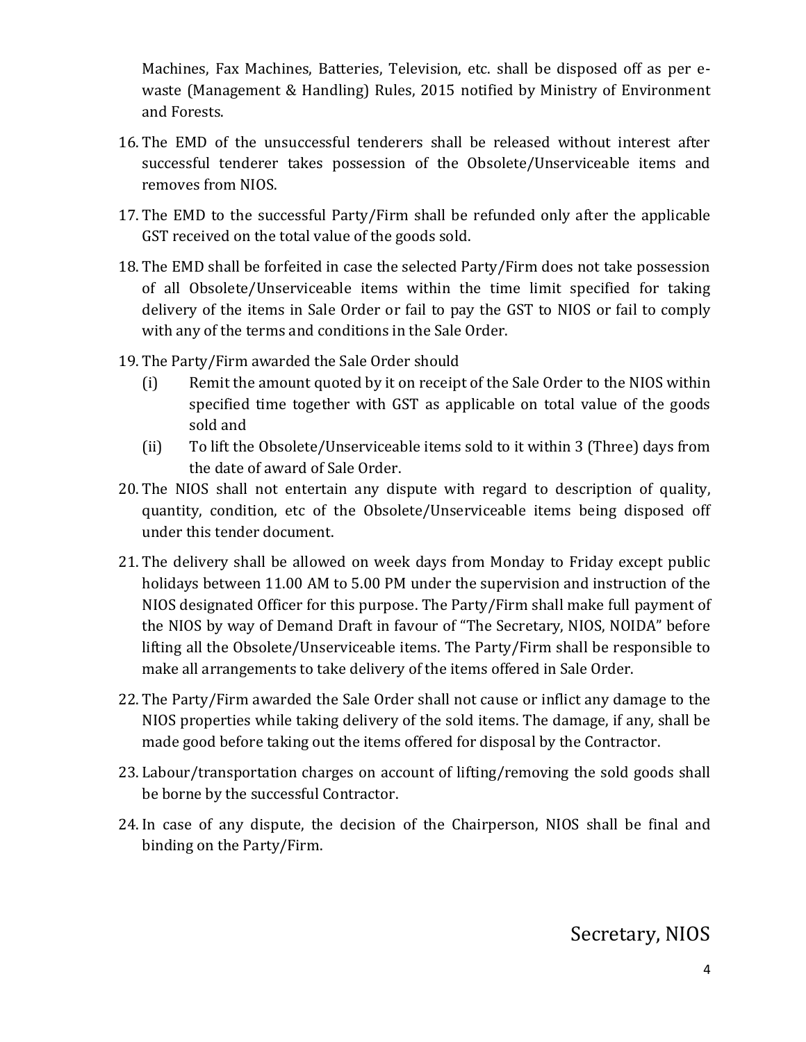Machines, Fax Machines, Batteries, Television, etc. shall be disposed off as per e-waste (Management & Handling) Rules, 2015 notified by Ministry of Environment and Forests.

16. The EMD of the unsuccessful tenderers shall be released without interest after successful tenderer takes possession of the Obsolete/Unserviceable items and removes from NIOS.

17. The EMD to the successful Party/Firm shall be refunded only after the applicable GST received on the total value of the goods sold.

18. The EMD shall be forfeited in case the selected Party/Firm does not take possession of all Obsolete/Unserviceable items within the time limit specified for taking delivery of the items in Sale Order or fail to pay the GST to NIOS or fail to comply with any of the terms and conditions in the Sale Order.

19. The Party/Firm awarded the Sale Order should
    (i) Remit the amount quoted by it on receipt of the Sale Order to the NIOS within specified time together with GST as applicable on total value of the goods sold and
    (ii) To lift the Obsolete/Unserviceable items sold to it within 3 (Three) days from the date of award of Sale Order.

20. The NIOS shall not entertain any dispute with regard to description of quality, quantity, condition, etc of the Obsolete/Unserviceable items being disposed off under this tender document.

21. The delivery shall be allowed on week days from Monday to Friday except public holidays between 11.00 AM to 5.00 PM under the supervision and instruction of the NIOS designated Officer for this purpose. The Party/Firm shall make full payment of the NIOS by way of Demand Draft in favour of "The Secretary, NIOS, NOIDA" before lifting all the Obsolete/Unserviceable items. The Party/Firm shall be responsible to make all arrangements to take delivery of the items offered in Sale Order.

22. The Party/Firm awarded the Sale Order shall not cause or inflict any damage to the NIOS properties while taking delivery of the sold items. The damage, if any, shall be made good before taking out the items offered for disposal by the Contractor.

23. Labour/transportation charges on account of lifting/removing the sold goods shall be borne by the successful Contractor.

24. In case of any dispute, the decision of the Chairperson, NIOS shall be final and binding on the Party/Firm.

Secretary, NIOS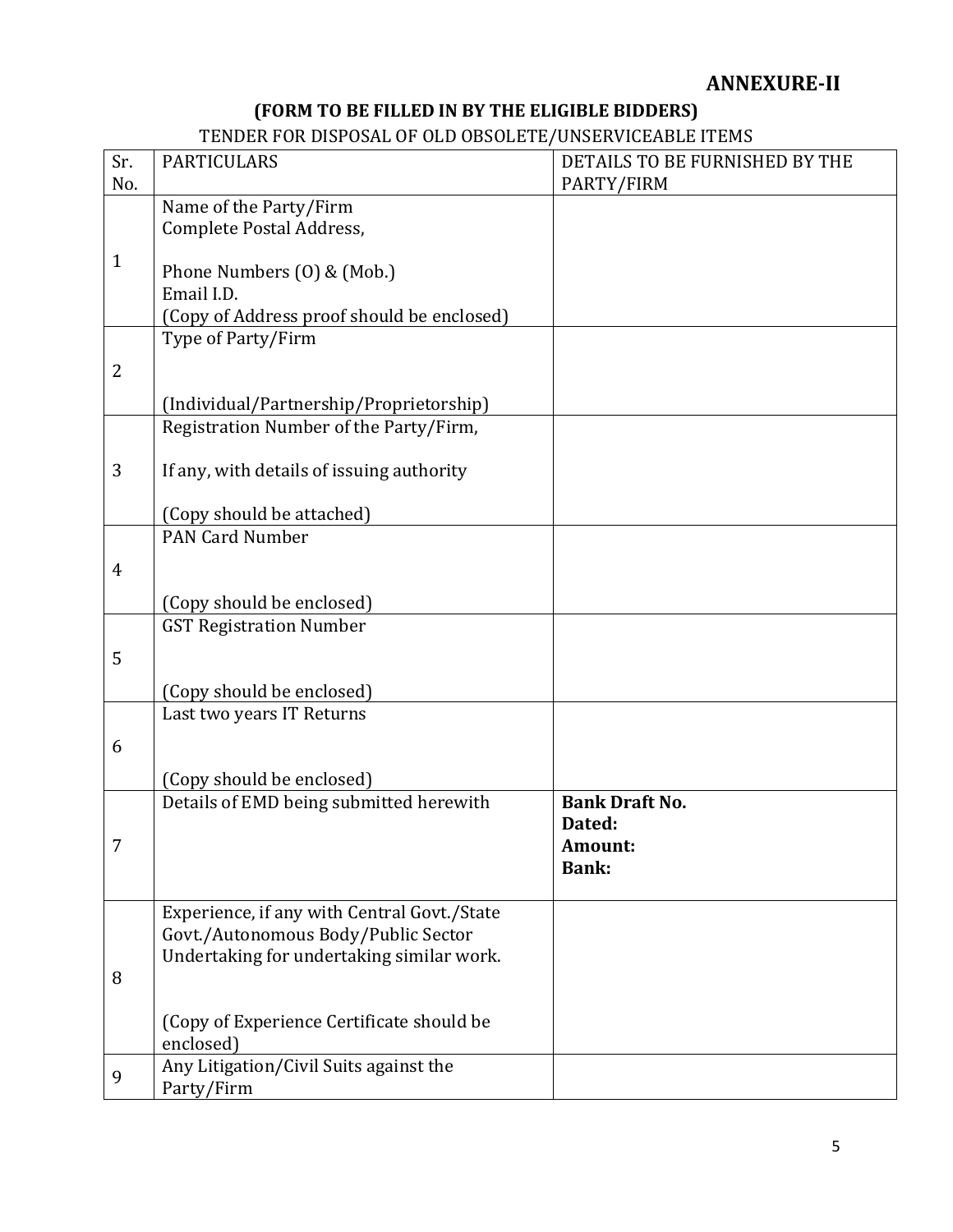**ANNEXURE-II**

**(FORM TO BE FILLED IN BY THE ELIGIBLE BIDDERS)**

TENDER FOR DISPOSAL OF OLD OBSOLETE/UNSERVICEABLE ITEMS

| Sr. No. | PARTICULARS | DETAILS TO BE FURNISHED BY THE PARTY/FIRM |
|---|---|---|
| 1 | Name of the Party/Firm<br>Complete Postal Address,<br><br>Phone Numbers (O) & (Mob.)<br>Email I.D.<br>(Copy of Address proof should be enclosed) | |
| 2 | Type of Party/Firm<br><br>(Individual/Partnership/Proprietorship) | |
| 3 | Registration Number of the Party/Firm,<br><br>If any, with details of issuing authority<br><br>(Copy should be attached) | |
| 4 | PAN Card Number<br><br>(Copy should be enclosed) | |
| 5 | GST Registration Number<br><br>(Copy should be enclosed) | |
| 6 | Last two years IT Returns<br><br>(Copy should be enclosed) | |
| 7 | Details of EMD being submitted herewith | **Bank Draft No.**<br>**Dated:**<br>**Amount:**<br>**Bank:** |
| 8 | Experience, if any with Central Govt./State Govt./Autonomous Body/Public Sector Undertaking for undertaking similar work.<br><br>(Copy of Experience Certificate should be enclosed) | |
| 9 | Any Litigation/Civil Suits against the Party/Firm | |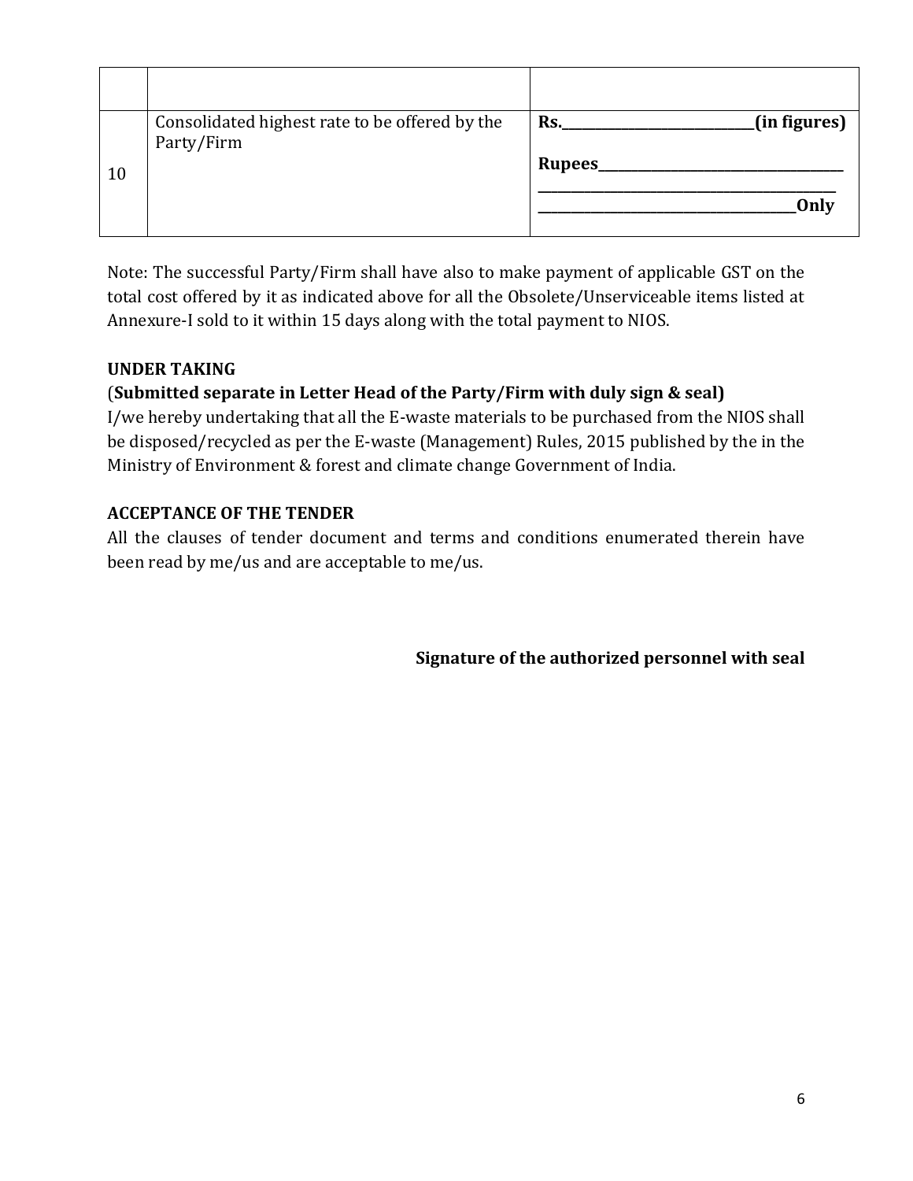| | | |
|---|---|---|
| | | |
| 10 | Consolidated highest rate to be offered by the Party/Firm | **Rs.____________________________(in figures)**<br><br>**Rupees____________________________________**<br>**____________________________________________**<br>**_____________________________________Only** |

Note: The successful Party/Firm shall have also to make payment of applicable GST on the total cost offered by it as indicated above for all the Obsolete/Unserviceable items listed at Annexure-I sold to it within 15 days along with the total payment to NIOS.

**UNDER TAKING**

(**Submitted separate in Letter Head of the Party/Firm with duly sign & seal)**

I/we hereby undertaking that all the E-waste materials to be purchased from the NIOS shall be disposed/recycled as per the E-waste (Management) Rules, 2015 published by the in the Ministry of Environment & forest and climate change Government of India.

**ACCEPTANCE OF THE TENDER**

All the clauses of tender document and terms and conditions enumerated therein have been read by me/us and are acceptable to me/us.

**Signature of the authorized personnel with seal**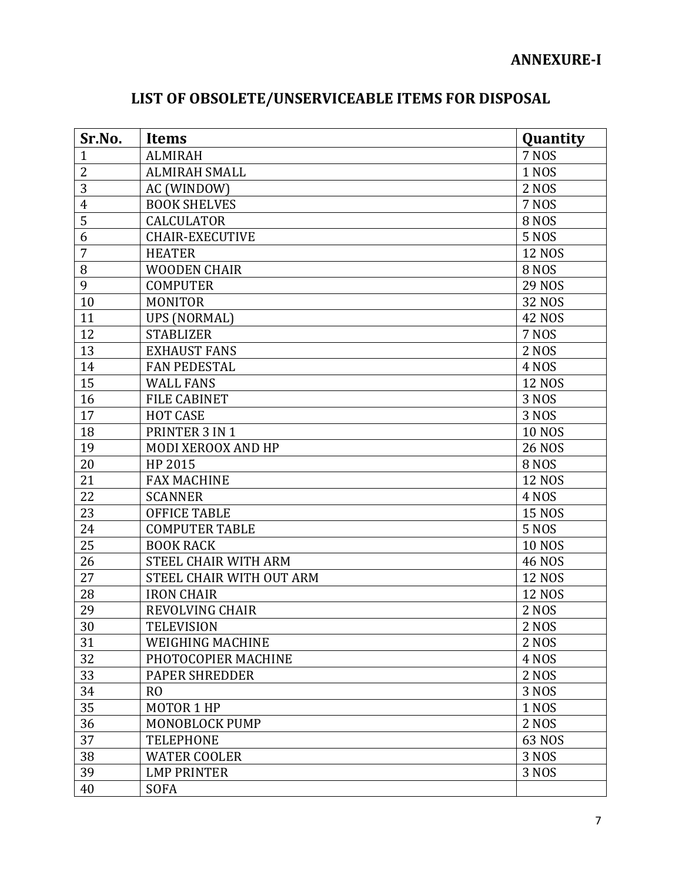**ANNEXURE-I**

## LIST OF OBSOLETE/UNSERVICEABLE ITEMS FOR DISPOSAL

| Sr.No. | Items | Quantity |
|---|---|---|
| 1 | ALMIRAH | 7 NOS |
| 2 | ALMIRAH SMALL | 1 NOS |
| 3 | AC (WINDOW) | 2 NOS |
| 4 | BOOK SHELVES | 7 NOS |
| 5 | CALCULATOR | 8 NOS |
| 6 | CHAIR-EXECUTIVE | 5 NOS |
| 7 | HEATER | 12 NOS |
| 8 | WOODEN CHAIR | 8 NOS |
| 9 | COMPUTER | 29 NOS |
| 10 | MONITOR | 32 NOS |
| 11 | UPS (NORMAL) | 42 NOS |
| 12 | STABLIZER | 7 NOS |
| 13 | EXHAUST FANS | 2 NOS |
| 14 | FAN PEDESTAL | 4 NOS |
| 15 | WALL FANS | 12 NOS |
| 16 | FILE CABINET | 3 NOS |
| 17 | HOT CASE | 3 NOS |
| 18 | PRINTER 3 IN 1 | 10 NOS |
| 19 | MODI XEROOX AND HP | 26 NOS |
| 20 | HP 2015 | 8 NOS |
| 21 | FAX MACHINE | 12 NOS |
| 22 | SCANNER | 4 NOS |
| 23 | OFFICE TABLE | 15 NOS |
| 24 | COMPUTER TABLE | 5 NOS |
| 25 | BOOK RACK | 10 NOS |
| 26 | STEEL CHAIR WITH ARM | 46 NOS |
| 27 | STEEL CHAIR WITH OUT ARM | 12 NOS |
| 28 | IRON CHAIR | 12 NOS |
| 29 | REVOLVING CHAIR | 2 NOS |
| 30 | TELEVISION | 2 NOS |
| 31 | WEIGHING MACHINE | 2 NOS |
| 32 | PHOTOCOPIER MACHINE | 4 NOS |
| 33 | PAPER SHREDDER | 2 NOS |
| 34 | RO | 3 NOS |
| 35 | MOTOR 1 HP | 1 NOS |
| 36 | MONOBLOCK PUMP | 2 NOS |
| 37 | TELEPHONE | 63 NOS |
| 38 | WATER COOLER | 3 NOS |
| 39 | LMP PRINTER | 3 NOS |
| 40 | SOFA | |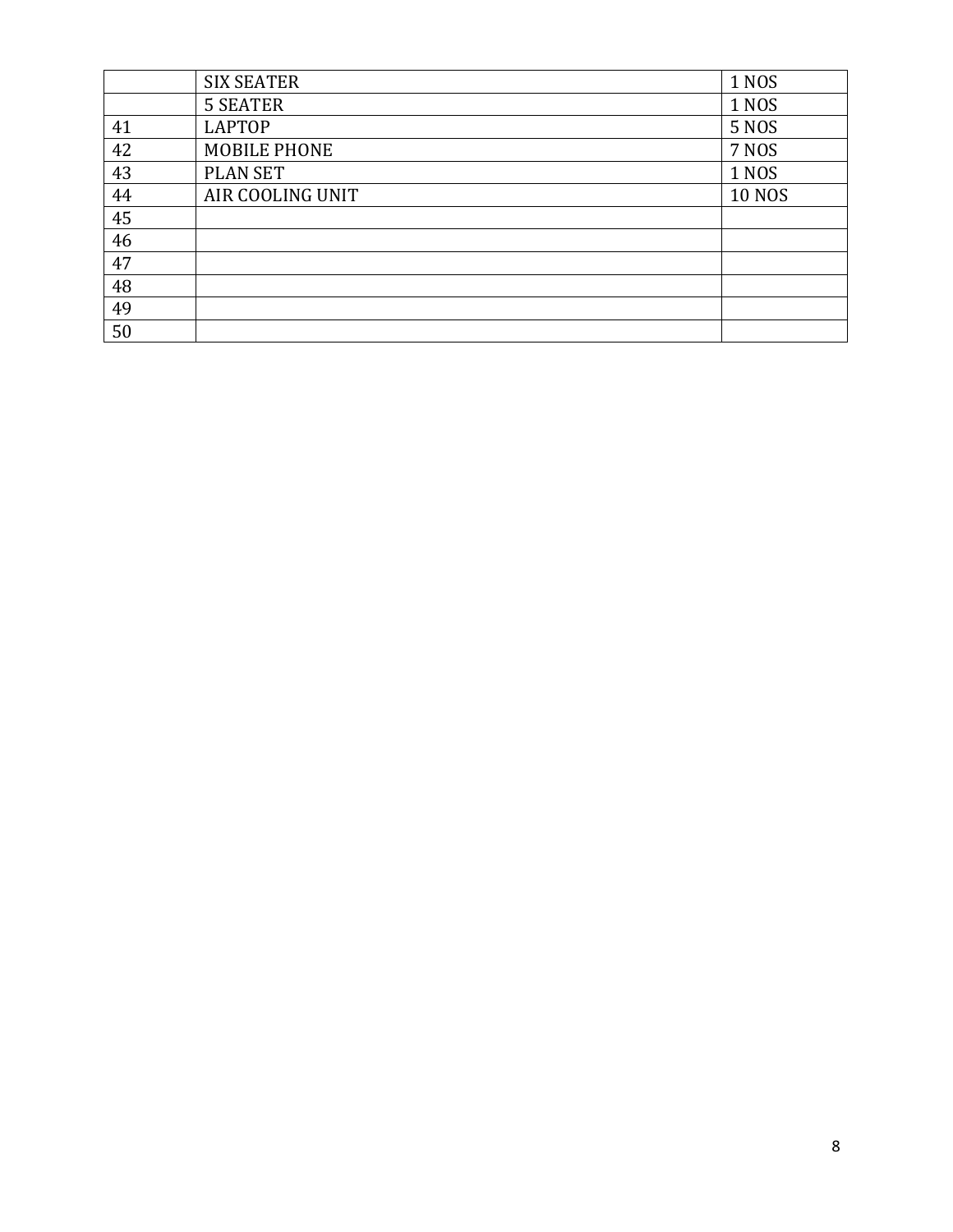| | | |
|---|---|---|
| | SIX SEATER | 1 NOS |
| | 5 SEATER | 1 NOS |
| 41 | LAPTOP | 5 NOS |
| 42 | MOBILE PHONE | 7 NOS |
| 43 | PLAN SET | 1 NOS |
| 44 | AIR COOLING UNIT | 10 NOS |
| 45 | | |
| 46 | | |
| 47 | | |
| 48 | | |
| 49 | | |
| 50 | | |